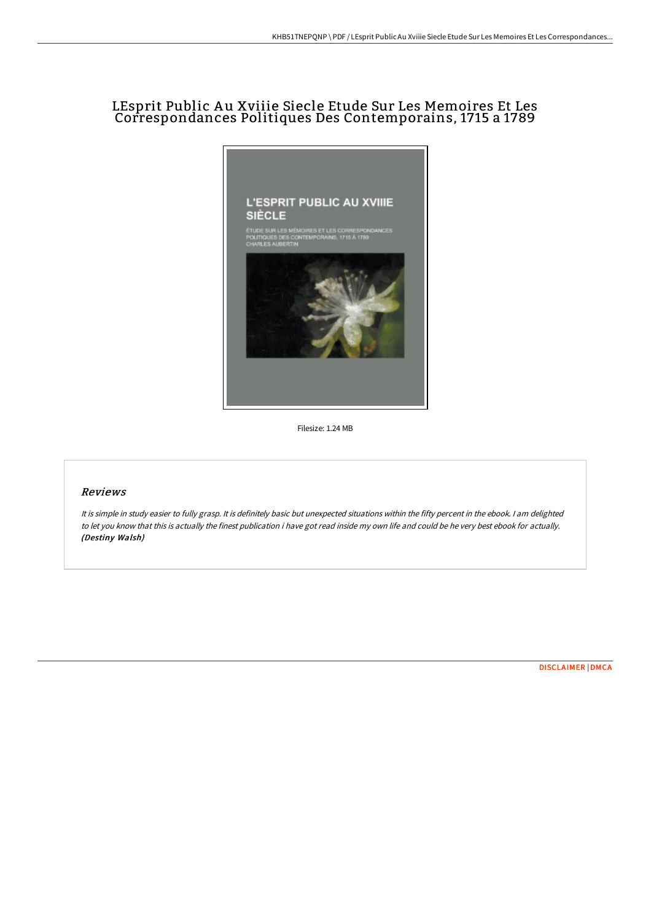# LEsprit Public Au Xviiie Siecle Etude Sur Les Memoires Et Les Correspondances Politiques Des Contemporains, 1715 a 1789

L'ESPRIT PUBLIC AU XVIIIE SIÈCLE

ÉTUDE SUR LES MÉMOIRES ET LES CORRESPONDANCES POLITIQUES DES CONTEMPORAINS, 1715 À 1789

CHARLES AUBERTIN

Filesize: 1.24 MB

## Reviews

*It is simple in study easier to fully grasp. It is definitely basic but unexpected situations within the fifty percent in the ebook. I am delighted to let you know that this is actually the finest publication i have got read inside my own life and could be he very best ebook for actually.* ***(Destiny Walsh)***

DISCLAIMER | DMCA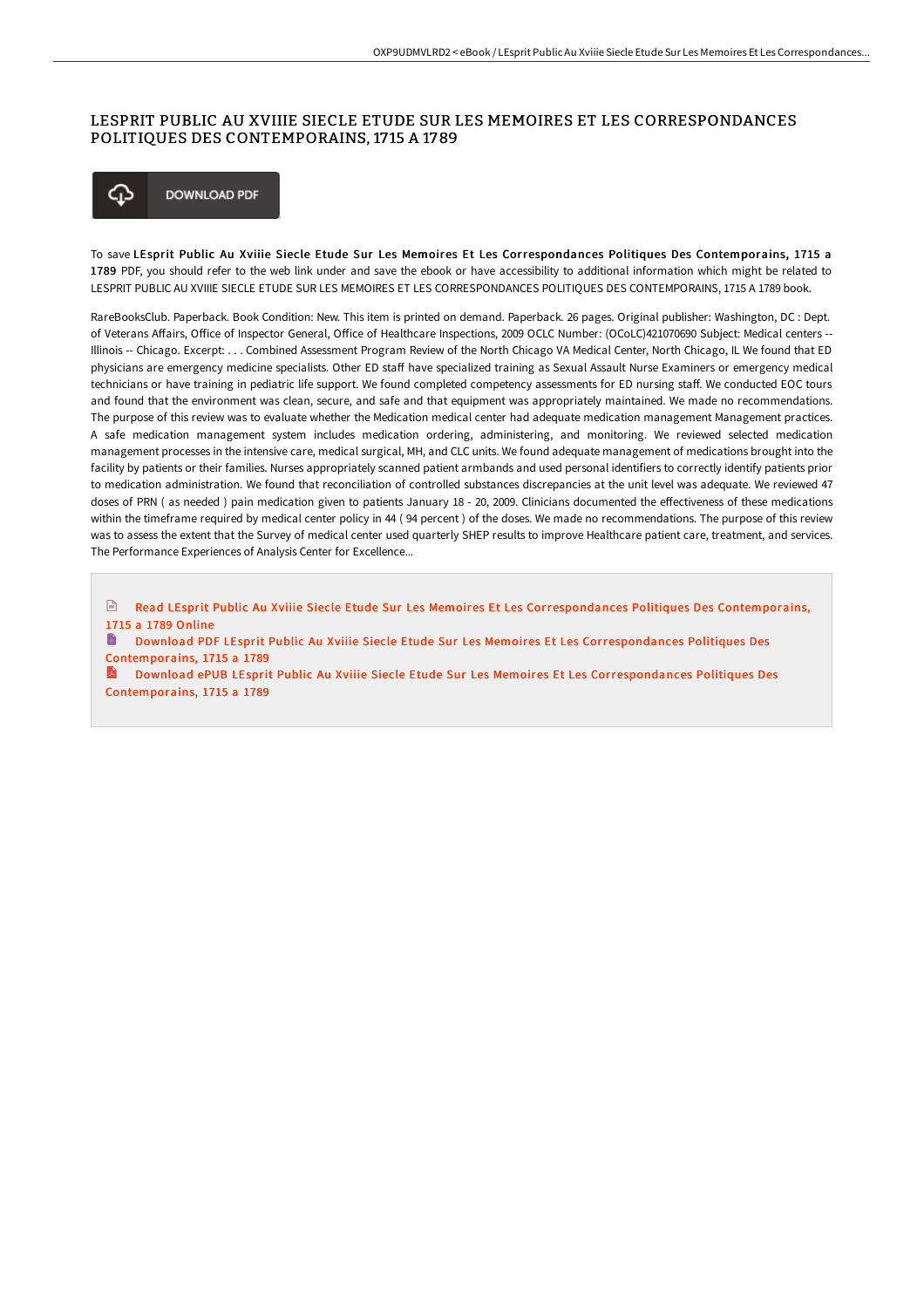# LESPRIT PUBLIC AU XVIIIE SIECLE ETUDE SUR LES MEMOIRES ET LES CORRESPONDANCES POLITIQUES DES CONTEMPORAINS, 1715 A 1789

DOWNLOAD PDF

To save **LEsprit Public Au Xviiie Siecle Etude Sur Les Memoires Et Les Correspondances Politiques Des Contemporains, 1715 a 1789** PDF, you should refer to the web link under and save the ebook or have accessibility to additional information which might be related to LESPRIT PUBLIC AU XVIIIE SIECLE ETUDE SUR LES MEMOIRES ET LES CORRESPONDANCES POLITIQUES DES CONTEMPORAINS, 1715 A 1789 book.

RareBooksClub. Paperback. Book Condition: New. This item is printed on demand. Paperback. 26 pages. Original publisher: Washington, DC : Dept. of Veterans Affairs, Office of Inspector General, Office of Healthcare Inspections, 2009 OCLC Number: (OCoLC)421070690 Subject: Medical centers -- Illinois -- Chicago. Excerpt: . . . Combined Assessment Program Review of the North Chicago VA Medical Center, North Chicago, IL We found that ED physicians are emergency medicine specialists. Other ED staff have specialized training as Sexual Assault Nurse Examiners or emergency medical technicians or have training in pediatric life support. We found completed competency assessments for ED nursing staff. We conducted EOC tours and found that the environment was clean, secure, and safe and that equipment was appropriately maintained. We made no recommendations. The purpose of this review was to evaluate whether the Medication medical center had adequate medication management Management practices. A safe medication management system includes medication ordering, administering, and monitoring. We reviewed selected medication management processes in the intensive care, medical surgical, MH, and CLC units. We found adequate management of medications brought into the facility by patients or their families. Nurses appropriately scanned patient armbands and used personal identifiers to correctly identify patients prior to medication administration. We found that reconciliation of controlled substances discrepancies at the unit level was adequate. We reviewed 47 doses of PRN ( as needed ) pain medication given to patients January 18 - 20, 2009. Clinicians documented the effectiveness of these medications within the timeframe required by medical center policy in 44 ( 94 percent ) of the doses. We made no recommendations. The purpose of this review was to assess the extent that the Survey of medical center used quarterly SHEP results to improve Healthcare patient care, treatment, and services. The Performance Experiences of Analysis Center for Excellence...

- Read LEsprit Public Au Xviiie Siecle Etude Sur Les Memoires Et Les Correspondances Politiques Des Contemporains, 1715 a 1789 Online
- Download PDF LEsprit Public Au Xviiie Siecle Etude Sur Les Memoires Et Les Correspondances Politiques Des Contemporains, 1715 a 1789
- Download ePUB LEsprit Public Au Xviiie Siecle Etude Sur Les Memoires Et Les Correspondances Politiques Des Contemporains, 1715 a 1789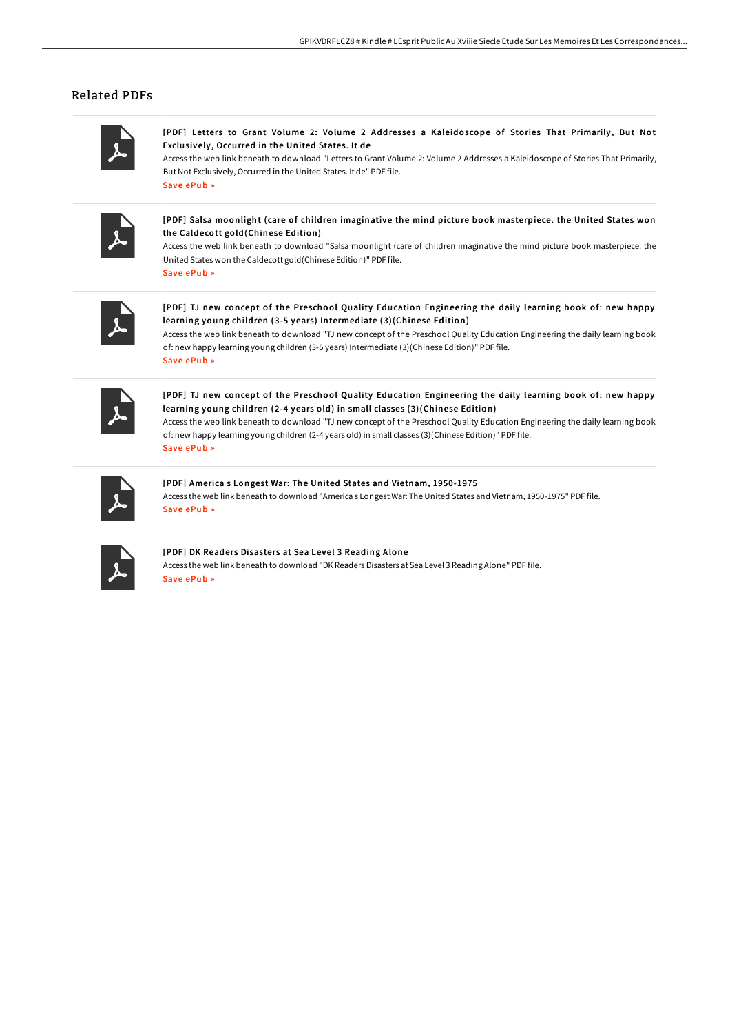## Related PDFs

**[PDF] Letters to Grant Volume 2: Volume 2 Addresses a Kaleidoscope of Stories That Primarily, But Not Exclusively, Occurred in the United States. It de**

Access the web link beneath to download "Letters to Grant Volume 2: Volume 2 Addresses a Kaleidoscope of Stories That Primarily, But Not Exclusively, Occurred in the United States. It de" PDF file.

Save ePub »

**[PDF] Salsa moonlight (care of children imaginative the mind picture book masterpiece. the United States won the Caldecott gold(Chinese Edition)**

Access the web link beneath to download "Salsa moonlight (care of children imaginative the mind picture book masterpiece. the United States won the Caldecott gold(Chinese Edition)" PDF file.

Save ePub »

**[PDF] TJ new concept of the Preschool Quality Education Engineering the daily learning book of: new happy learning young children (3-5 years) Intermediate (3)(Chinese Edition)**

Access the web link beneath to download "TJ new concept of the Preschool Quality Education Engineering the daily learning book of: new happy learning young children (3-5 years) Intermediate (3)(Chinese Edition)" PDF file.

Save ePub »

**[PDF] TJ new concept of the Preschool Quality Education Engineering the daily learning book of: new happy learning young children (2-4 years old) in small classes (3)(Chinese Edition)**

Access the web link beneath to download "TJ new concept of the Preschool Quality Education Engineering the daily learning book of: new happy learning young children (2-4 years old) in small classes (3)(Chinese Edition)" PDF file.

Save ePub »

**[PDF] America s Longest War: The United States and Vietnam, 1950-1975**

Access the web link beneath to download "America s Longest War: The United States and Vietnam, 1950-1975" PDF file.

Save ePub »

**[PDF] DK Readers Disasters at Sea Level 3 Reading Alone**

Access the web link beneath to download "DK Readers Disasters at Sea Level 3 Reading Alone" PDF file.

Save ePub »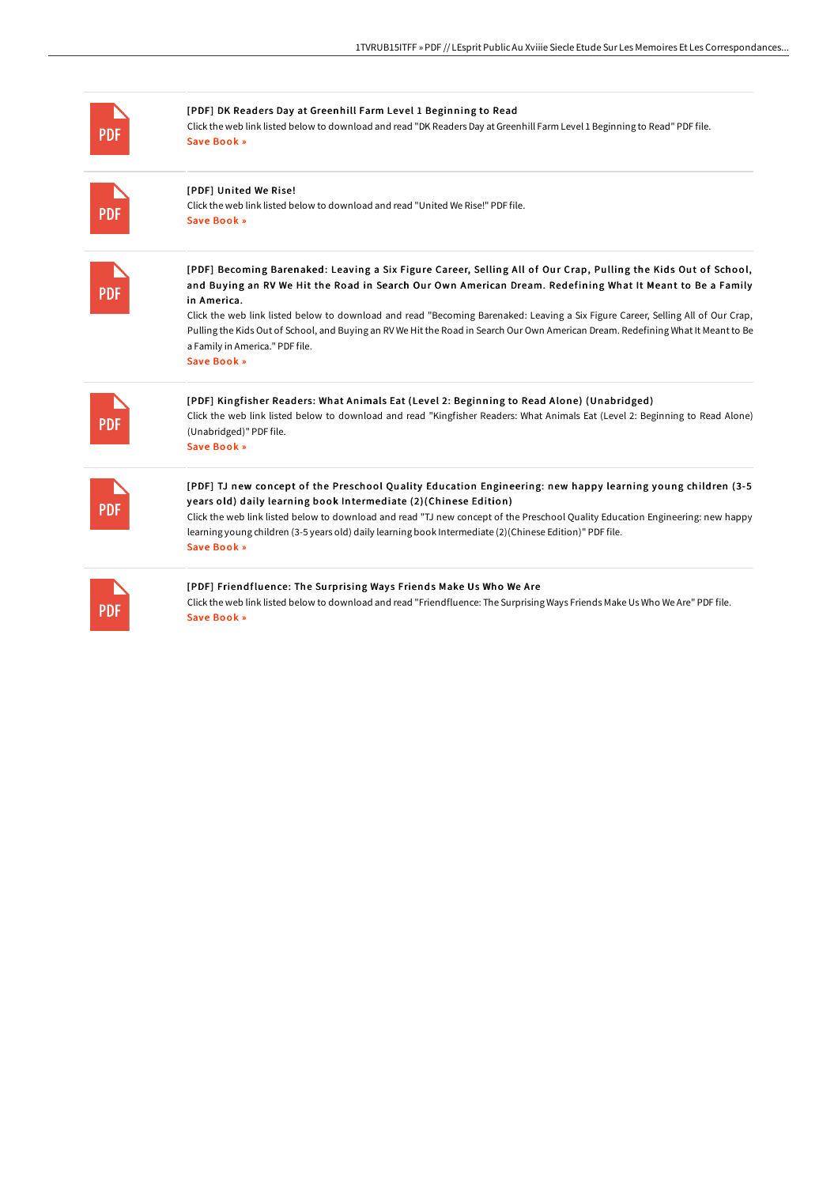[PDF] DK Readers Day at Greenhill Farm Level 1 Beginning to Read

Click the web link listed below to download and read "DK Readers Day at Greenhill Farm Level 1 Beginning to Read" PDF file.

Save Book »

[PDF] United We Rise!

Click the web link listed below to download and read "United We Rise!" PDF file.

Save Book »

[PDF] Becoming Barenaked: Leaving a Six Figure Career, Selling All of Our Crap, Pulling the Kids Out of School, and Buying an RV We Hit the Road in Search Our Own American Dream. Redefining What It Meant to Be a Family in America.

Click the web link listed below to download and read "Becoming Barenaked: Leaving a Six Figure Career, Selling All of Our Crap, Pulling the Kids Out of School, and Buying an RV We Hit the Road in Search Our Own American Dream. Redefining What It Meant to Be a Family in America." PDF file.

Save Book »

[PDF] Kingfisher Readers: What Animals Eat (Level 2: Beginning to Read Alone) (Unabridged)

Click the web link listed below to download and read "Kingfisher Readers: What Animals Eat (Level 2: Beginning to Read Alone) (Unabridged)" PDF file.

Save Book »

[PDF] TJ new concept of the Preschool Quality Education Engineering: new happy learning young children (3-5 years old) daily learning book Intermediate (2)(Chinese Edition)

Click the web link listed below to download and read "TJ new concept of the Preschool Quality Education Engineering: new happy learning young children (3-5 years old) daily learning book Intermediate (2)(Chinese Edition)" PDF file.

Save Book »

[PDF] Friendfluence: The Surprising Ways Friends Make Us Who We Are

Click the web link listed below to download and read "Friendfluence: The Surprising Ways Friends Make Us Who We Are" PDF file.

Save Book »